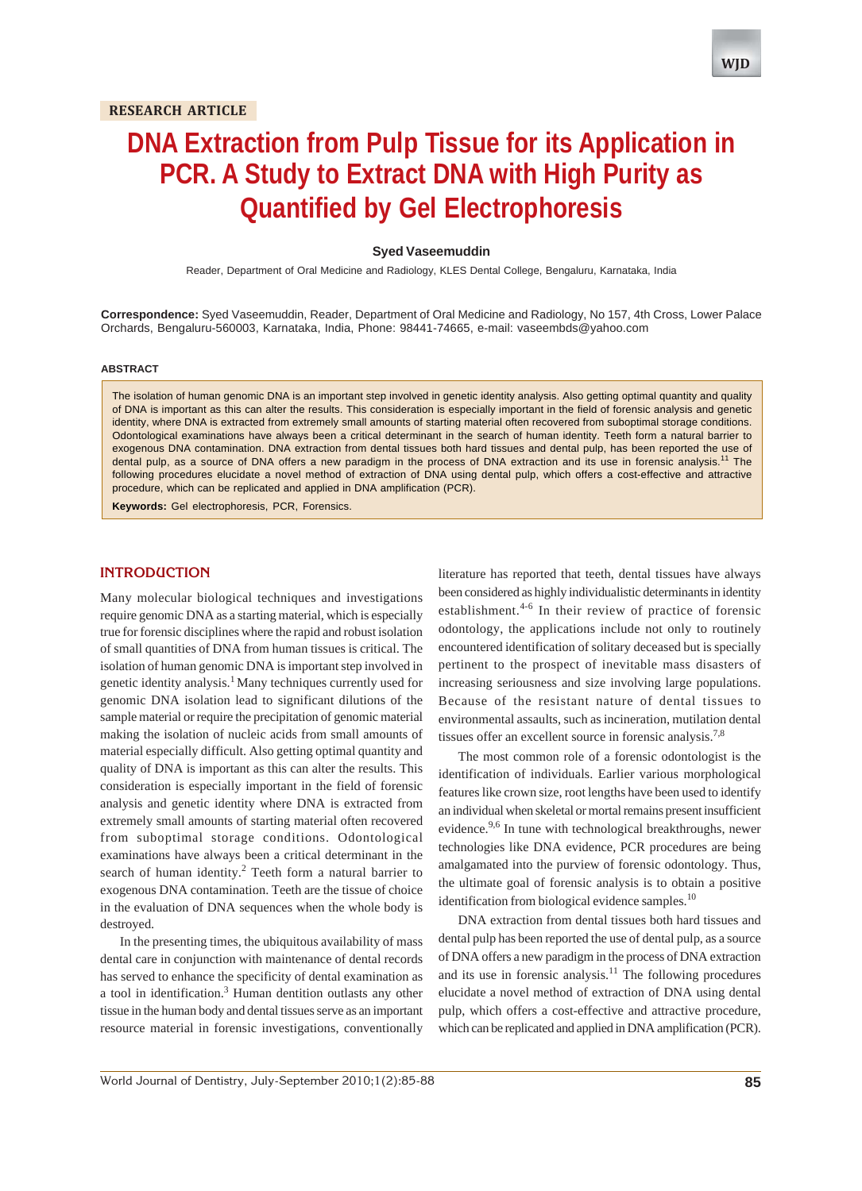RESEARCH ARTICLE

# DNA Extraction from Pulp Tissue for its Application in PCR. A Study to Extract DNA with High Purity as Quantified by Gel Electrophoresis

**Syed Vaseemuddin**

Reader, Department of Oral Medicine and Radiology, KLES Dental College, Bengaluru, Karnataka, India

**Correspondence:** Syed Vaseemuddin, Reader, Department of Oral Medicine and Radiology, No 157, 4th Cross, Lower Palace Orchards, Bengaluru-560003, Karnataka, India, Phone: 98441-74665, e-mail: vaseembds@yahoo.com

## ABSTRACT

The isolation of human genomic DNA is an important step involved in genetic identity analysis. Also getting optimal quantity and quality of DNA is important as this can alter the results. This consideration is especially important in the field of forensic analysis and genetic identity, where DNA is extracted from extremely small amounts of starting material often recovered from suboptimal storage conditions. Odontological examinations have always been a critical determinant in the search of human identity. Teeth form a natural barrier to exogenous DNA contamination. DNA extraction from dental tissues both hard tissues and dental pulp, has been reported the use of dental pulp, as a source of DNA offers a new paradigm in the process of DNA extraction and its use in forensic analysis.[11] The following procedures elucidate a novel method of extraction of DNA using dental pulp, which offers a cost-effective and attractive procedure, which can be replicated and applied in DNA amplification (PCR).

**Keywords:** Gel electrophoresis, PCR, Forensics.

## INTRODUCTION

Many molecular biological techniques and investigations require genomic DNA as a starting material, which is especially true for forensic disciplines where the rapid and robust isolation of small quantities of DNA from human tissues is critical. The isolation of human genomic DNA is important step involved in genetic identity analysis.[1] Many techniques currently used for genomic DNA isolation lead to significant dilutions of the sample material or require the precipitation of genomic material making the isolation of nucleic acids from small amounts of material especially difficult. Also getting optimal quantity and quality of DNA is important as this can alter the results. This consideration is especially important in the field of forensic analysis and genetic identity where DNA is extracted from extremely small amounts of starting material often recovered from suboptimal storage conditions. Odontological examinations have always been a critical determinant in the search of human identity.[2] Teeth form a natural barrier to exogenous DNA contamination. Teeth are the tissue of choice in the evaluation of DNA sequences when the whole body is destroyed.

In the presenting times, the ubiquitous availability of mass dental care in conjunction with maintenance of dental records has served to enhance the specificity of dental examination as a tool in identification.[3] Human dentition outlasts any other tissue in the human body and dental tissues serve as an important resource material in forensic investigations, conventionally literature has reported that teeth, dental tissues have always been considered as highly individualistic determinants in identity establishment.[4-6] In their review of practice of forensic odontology, the applications include not only to routinely encountered identification of solitary deceased but is specially pertinent to the prospect of inevitable mass disasters of increasing seriousness and size involving large populations. Because of the resistant nature of dental tissues to environmental assaults, such as incineration, mutilation dental tissues offer an excellent source in forensic analysis.[7,8]

The most common role of a forensic odontologist is the identification of individuals. Earlier various morphological features like crown size, root lengths have been used to identify an individual when skeletal or mortal remains present insufficient evidence.[9,6] In tune with technological breakthroughs, newer technologies like DNA evidence, PCR procedures are being amalgamated into the purview of forensic odontology. Thus, the ultimate goal of forensic analysis is to obtain a positive identification from biological evidence samples.[10]

DNA extraction from dental tissues both hard tissues and dental pulp has been reported the use of dental pulp, as a source of DNA offers a new paradigm in the process of DNA extraction and its use in forensic analysis.[11] The following procedures elucidate a novel method of extraction of DNA using dental pulp, which offers a cost-effective and attractive procedure, which can be replicated and applied in DNA amplification (PCR).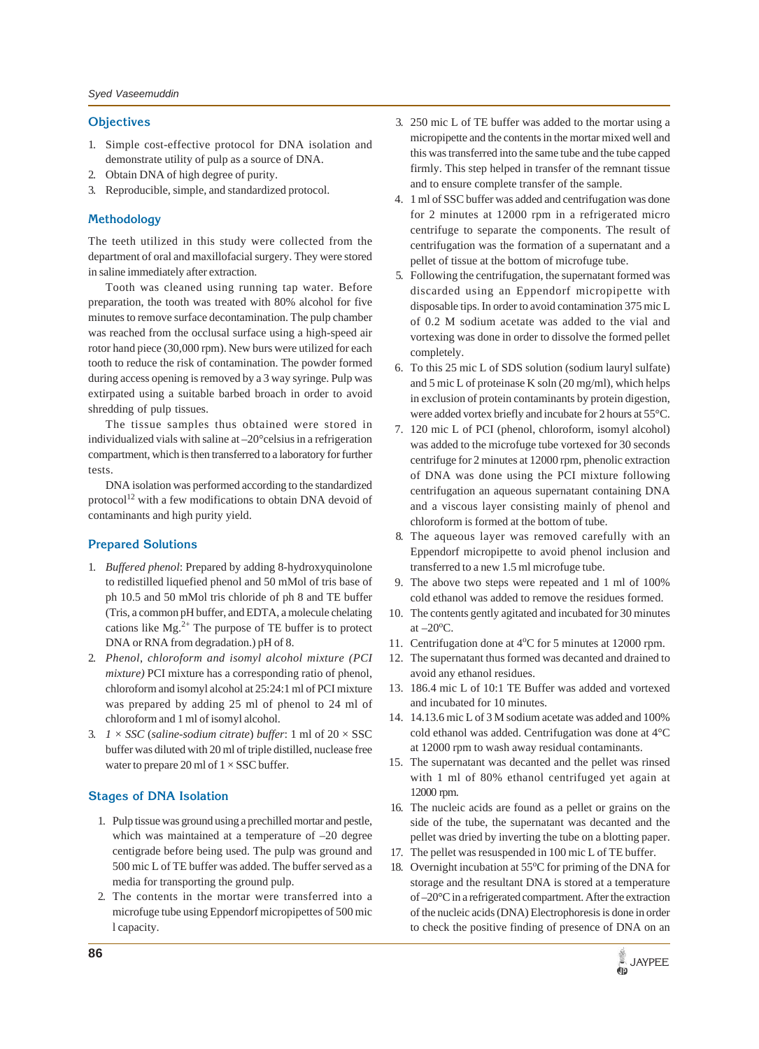## Objectives

1. Simple cost-effective protocol for DNA isolation and demonstrate utility of pulp as a source of DNA.
2. Obtain DNA of high degree of purity.
3. Reproducible, simple, and standardized protocol.

## Methodology

The teeth utilized in this study were collected from the department of oral and maxillofacial surgery. They were stored in saline immediately after extraction.

Tooth was cleaned using running tap water. Before preparation, the tooth was treated with 80% alcohol for five minutes to remove surface decontamination. The pulp chamber was reached from the occlusal surface using a high-speed air rotor hand piece (30,000 rpm). New burs were utilized for each tooth to reduce the risk of contamination. The powder formed during access opening is removed by a 3 way syringe. Pulp was extirpated using a suitable barbed broach in order to avoid shredding of pulp tissues.

The tissue samples thus obtained were stored in individualized vials with saline at –20°celsius in a refrigeration compartment, which is then transferred to a laboratory for further tests.

DNA isolation was performed according to the standardized protocol[12] with a few modifications to obtain DNA devoid of contaminants and high purity yield.

## Prepared Solutions

1. *Buffered phenol*: Prepared by adding 8-hydroxyquinolone to redistilled liquefied phenol and 50 mMol of tris base of ph 10.5 and 50 mMol tris chloride of ph 8 and TE buffer (Tris, a common pH buffer, and EDTA, a molecule chelating cations like $Mg^{2+}$ The purpose of TE buffer is to protect DNA or RNA from degradation.) pH of 8.
2. *Phenol, chloroform and isomyl alcohol mixture (PCI mixture)* PCI mixture has a corresponding ratio of phenol, chloroform and isomyl alcohol at 25:24:1 ml of PCI mixture was prepared by adding 25 ml of phenol to 24 ml of chloroform and 1 ml of isomyl alcohol.
3. *1 × SSC (saline-sodium citrate) buffer*: 1 ml of 20 × SSC buffer was diluted with 20 ml of triple distilled, nuclease free water to prepare 20 ml of 1 × SSC buffer.

## Stages of DNA Isolation

1. Pulp tissue was ground using a prechilled mortar and pestle, which was maintained at a temperature of –20 degree centigrade before being used. The pulp was ground and 500 mic L of TE buffer was added. The buffer served as a media for transporting the ground pulp.
2. The contents in the mortar were transferred into a microfuge tube using Eppendorf micropipettes of 500 mic l capacity.
3. 250 mic L of TE buffer was added to the mortar using a micropipette and the contents in the mortar mixed well and this was transferred into the same tube and the tube capped firmly. This step helped in transfer of the remnant tissue and to ensure complete transfer of the sample.
4. 1 ml of SSC buffer was added and centrifugation was done for 2 minutes at 12000 rpm in a refrigerated micro centrifuge to separate the components. The result of centrifugation was the formation of a supernatant and a pellet of tissue at the bottom of microfuge tube.
5. Following the centrifugation, the supernatant formed was discarded using an Eppendorf micropipette with disposable tips. In order to avoid contamination 375 mic L of 0.2 M sodium acetate was added to the vial and vortexing was done in order to dissolve the formed pellet completely.
6. To this 25 mic L of SDS solution (sodium lauryl sulfate) and 5 mic L of proteinase K soln (20 mg/ml), which helps in exclusion of protein contaminants by protein digestion, were added vortex briefly and incubate for 2 hours at 55°C.
7. 120 mic L of PCI (phenol, chloroform, isomyl alcohol) was added to the microfuge tube vortexed for 30 seconds centrifuge for 2 minutes at 12000 rpm, phenolic extraction of DNA was done using the PCI mixture following centrifugation an aqueous supernatant containing DNA and a viscous layer consisting mainly of phenol and chloroform is formed at the bottom of tube.
8. The aqueous layer was removed carefully with an Eppendorf micropipette to avoid phenol inclusion and transferred to a new 1.5 ml microfuge tube.
9. The above two steps were repeated and 1 ml of 100% cold ethanol was added to remove the residues formed.
10. The contents gently agitated and incubated for 30 minutes at –20ºC.
11. Centrifugation done at 4ºC for 5 minutes at 12000 rpm.
12. The supernatant thus formed was decanted and drained to avoid any ethanol residues.
13. 186.4 mic L of 10:1 TE Buffer was added and vortexed and incubated for 10 minutes.
14. 14.13.6 mic L of 3 M sodium acetate was added and 100% cold ethanol was added. Centrifugation was done at 4ºC at 12000 rpm to wash away residual contaminants.
15. The supernatant was decanted and the pellet was rinsed with 1 ml of 80% ethanol centrifuged yet again at 12000 rpm.
16. The nucleic acids are found as a pellet or grains on the side of the tube, the supernatant was decanted and the pellet was dried by inverting the tube on a blotting paper.
17. The pellet was resuspended in 100 mic L of TE buffer.
18. Overnight incubation at 55ºC for priming of the DNA for storage and the resultant DNA is stored at a temperature of –20°C in a refrigerated compartment. After the extraction of the nucleic acids (DNA) Electrophoresis is done in order to check the positive finding of presence of DNA on an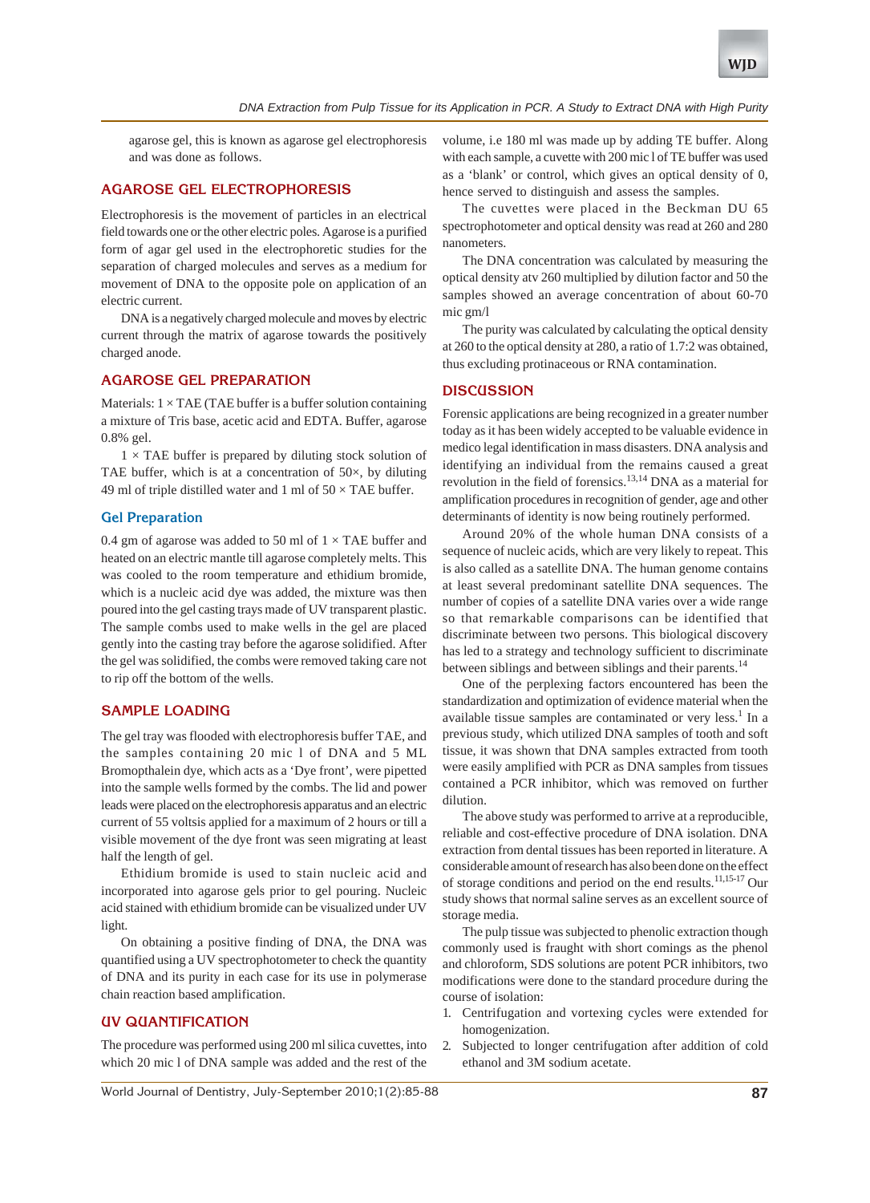agarose gel, this is known as agarose gel electrophoresis and was done as follows.

## AGAROSE GEL ELECTROPHORESIS

Electrophoresis is the movement of particles in an electrical field towards one or the other electric poles. Agarose is a purified form of agar gel used in the electrophoretic studies for the separation of charged molecules and serves as a medium for movement of DNA to the opposite pole on application of an electric current.

DNA is a negatively charged molecule and moves by electric current through the matrix of agarose towards the positively charged anode.

## AGAROSE GEL PREPARATION

Materials: 1 × TAE (TAE buffer is a buffer solution containing a mixture of Tris base, acetic acid and EDTA. Buffer, agarose 0.8% gel.

1 × TAE buffer is prepared by diluting stock solution of TAE buffer, which is at a concentration of 50×, by diluting 49 ml of triple distilled water and 1 ml of 50 × TAE buffer.

### Gel Preparation

0.4 gm of agarose was added to 50 ml of 1 × TAE buffer and heated on an electric mantle till agarose completely melts. This was cooled to the room temperature and ethidium bromide, which is a nucleic acid dye was added, the mixture was then poured into the gel casting trays made of UV transparent plastic. The sample combs used to make wells in the gel are placed gently into the casting tray before the agarose solidified. After the gel was solidified, the combs were removed taking care not to rip off the bottom of the wells.

## SAMPLE LOADING

The gel tray was flooded with electrophoresis buffer TAE, and the samples containing 20 mic l of DNA and 5 ML Bromopthalein dye, which acts as a 'Dye front', were pipetted into the sample wells formed by the combs. The lid and power leads were placed on the electrophoresis apparatus and an electric current of 55 voltsis applied for a maximum of 2 hours or till a visible movement of the dye front was seen migrating at least half the length of gel.

Ethidium bromide is used to stain nucleic acid and incorporated into agarose gels prior to gel pouring. Nucleic acid stained with ethidium bromide can be visualized under UV light.

On obtaining a positive finding of DNA, the DNA was quantified using a UV spectrophotometer to check the quantity of DNA and its purity in each case for its use in polymerase chain reaction based amplification.

## UV QUANTIFICATION

The procedure was performed using 200 ml silica cuvettes, into which 20 mic l of DNA sample was added and the rest of the volume, i.e 180 ml was made up by adding TE buffer. Along with each sample, a cuvette with 200 mic l of TE buffer was used as a 'blank' or control, which gives an optical density of 0, hence served to distinguish and assess the samples.

The cuvettes were placed in the Beckman DU 65 spectrophotometer and optical density was read at 260 and 280 nanometers.

The DNA concentration was calculated by measuring the optical density atv 260 multiplied by dilution factor and 50 the samples showed an average concentration of about 60-70 mic gm/l

The purity was calculated by calculating the optical density at 260 to the optical density at 280, a ratio of 1.7:2 was obtained, thus excluding protinaceous or RNA contamination.

## DISCUSSION

Forensic applications are being recognized in a greater number today as it has been widely accepted to be valuable evidence in medico legal identification in mass disasters. DNA analysis and identifying an individual from the remains caused a great revolution in the field of forensics.[13,14] DNA as a material for amplification procedures in recognition of gender, age and other determinants of identity is now being routinely performed.

Around 20% of the whole human DNA consists of a sequence of nucleic acids, which are very likely to repeat. This is also called as a satellite DNA. The human genome contains at least several predominant satellite DNA sequences. The number of copies of a satellite DNA varies over a wide range so that remarkable comparisons can be identified that discriminate between two persons. This biological discovery has led to a strategy and technology sufficient to discriminate between siblings and between siblings and their parents.[14]

One of the perplexing factors encountered has been the standardization and optimization of evidence material when the available tissue samples are contaminated or very less.[1] In a previous study, which utilized DNA samples of tooth and soft tissue, it was shown that DNA samples extracted from tooth were easily amplified with PCR as DNA samples from tissues contained a PCR inhibitor, which was removed on further dilution.

The above study was performed to arrive at a reproducible, reliable and cost-effective procedure of DNA isolation. DNA extraction from dental tissues has been reported in literature. A considerable amount of research has also been done on the effect of storage conditions and period on the end results.[11,15-17] Our study shows that normal saline serves as an excellent source of storage media.

The pulp tissue was subjected to phenolic extraction though commonly used is fraught with short comings as the phenol and chloroform, SDS solutions are potent PCR inhibitors, two modifications were done to the standard procedure during the course of isolation:

1. Centrifugation and vortexing cycles were extended for homogenization.
2. Subjected to longer centrifugation after addition of cold ethanol and 3M sodium acetate.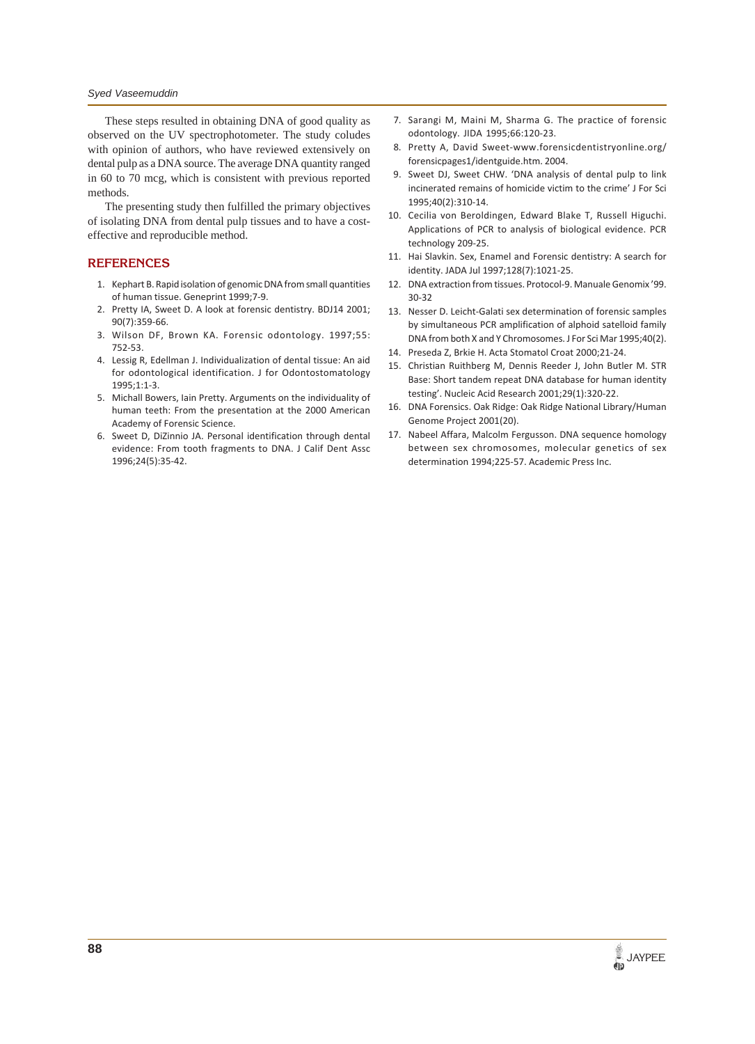These steps resulted in obtaining DNA of good quality as observed on the UV spectrophotometer. The study coludes with opinion of authors, who have reviewed extensively on dental pulp as a DNA source. The average DNA quantity ranged in 60 to 70 mcg, which is consistent with previous reported methods.

The presenting study then fulfilled the primary objectives of isolating DNA from dental pulp tissues and to have a cost-effective and reproducible method.

## REFERENCES

1. Kephart B. Rapid isolation of genomic DNA from small quantities of human tissue. Geneprint 1999;7-9.
2. Pretty IA, Sweet D. A look at forensic dentistry. BDJ14 2001; 90(7):359-66.
3. Wilson DF, Brown KA. Forensic odontology. 1997;55: 752-53.
4. Lessig R, Edellman J. Individualization of dental tissue: An aid for odontological identification. J for Odontostomatology 1995;1:1-3.
5. Michall Bowers, Iain Pretty. Arguments on the individuality of human teeth: From the presentation at the 2000 American Academy of Forensic Science.
6. Sweet D, DiZinnio JA. Personal identification through dental evidence: From tooth fragments to DNA. J Calif Dent Assc 1996;24(5):35-42.
7. Sarangi M, Maini M, Sharma G. The practice of forensic odontology. JIDA 1995;66:120-23.
8. Pretty A, David Sweet-www.forensicdentistryonline.org/forensicpages1/identguide.htm. 2004.
9. Sweet DJ, Sweet CHW. 'DNA analysis of dental pulp to link incinerated remains of homicide victim to the crime' J For Sci 1995;40(2):310-14.
10. Cecilia von Beroldingen, Edward Blake T, Russell Higuchi. Applications of PCR to analysis of biological evidence. PCR technology 209-25.
11. Hai Slavkin. Sex, Enamel and Forensic dentistry: A search for identity. JADA Jul 1997;128(7):1021-25.
12. DNA extraction from tissues. Protocol-9. Manuale Genomix '99. 30-32
13. Nesser D. Leicht-Galati sex determination of forensic samples by simultaneous PCR amplification of alphoid satelloid family DNA from both X and Y Chromosomes. J For Sci Mar 1995;40(2).
14. Preseda Z, Brkie H. Acta Stomatol Croat 2000;21-24.
15. Christian Ruithberg M, Dennis Reeder J, John Butler M. STR Base: Short tandem repeat DNA database for human identity testing'. Nucleic Acid Research 2001;29(1):320-22.
16. DNA Forensics. Oak Ridge: Oak Ridge National Library/Human Genome Project 2001(20).
17. Nabeel Affara, Malcolm Fergusson. DNA sequence homology between sex chromosomes, molecular genetics of sex determination 1994;225-57. Academic Press Inc.